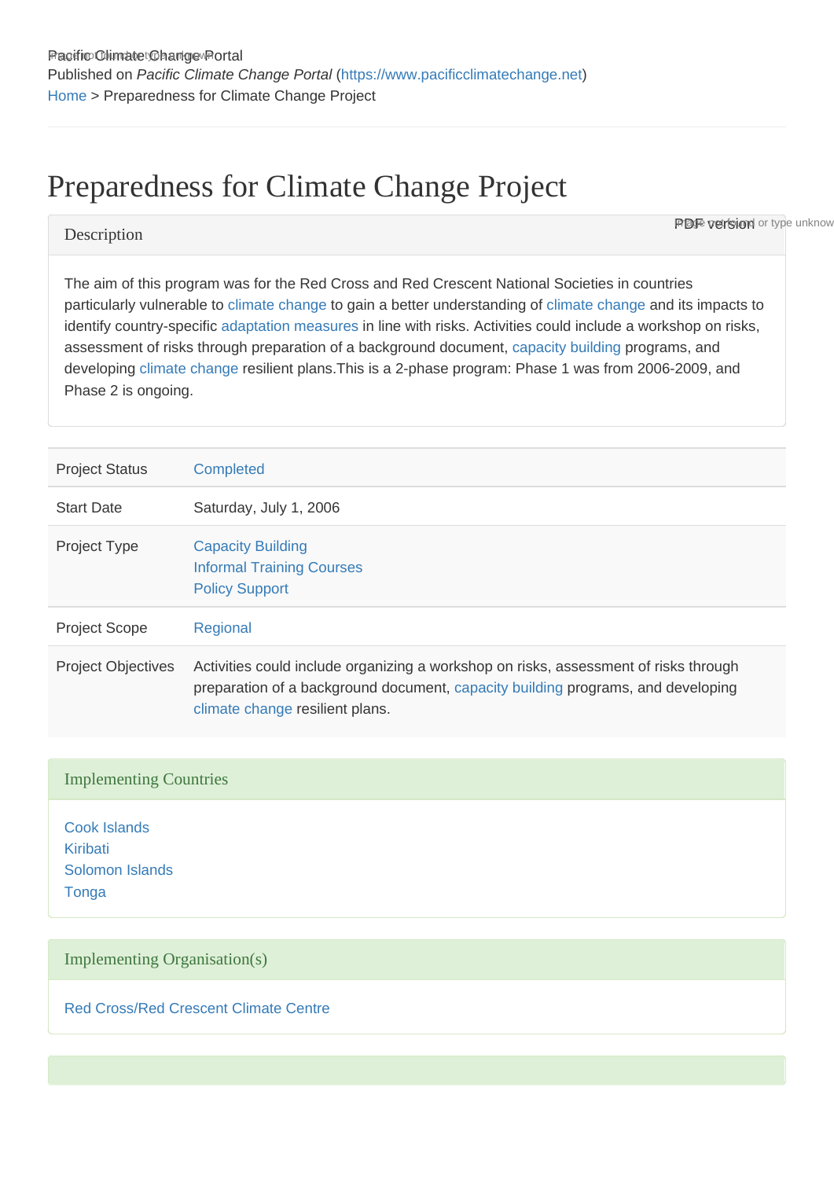Pacific Climate Change Portal
Published on *Pacific Climate Change Portal* (https://www.pacificclimatechange.net)
Home > Preparedness for Climate Change Project

# Preparedness for Climate Change Project

## Description

The aim of this program was for the Red Cross and Red Crescent National Societies in countries particularly vulnerable to climate change to gain a better understanding of climate change and its impacts to identify country-specific adaptation measures in line with risks. Activities could include a workshop on risks, assessment of risks through preparation of a background document, capacity building programs, and developing climate change resilient plans.This is a 2-phase program: Phase 1 was from 2006-2009, and Phase 2 is ongoing.

| | |
|---|---|
| Project Status | Completed |
| Start Date | Saturday, July 1, 2006 |
| Project Type | Capacity Building<br>Informal Training Courses<br>Policy Support |
| Project Scope | Regional |
| Project Objectives | Activities could include organizing a workshop on risks, assessment of risks through preparation of a background document, capacity building programs, and developing climate change resilient plans. |

## Implementing Countries

Cook Islands
Kiribati
Solomon Islands
Tonga

## Implementing Organisation(s)

Red Cross/Red Crescent Climate Centre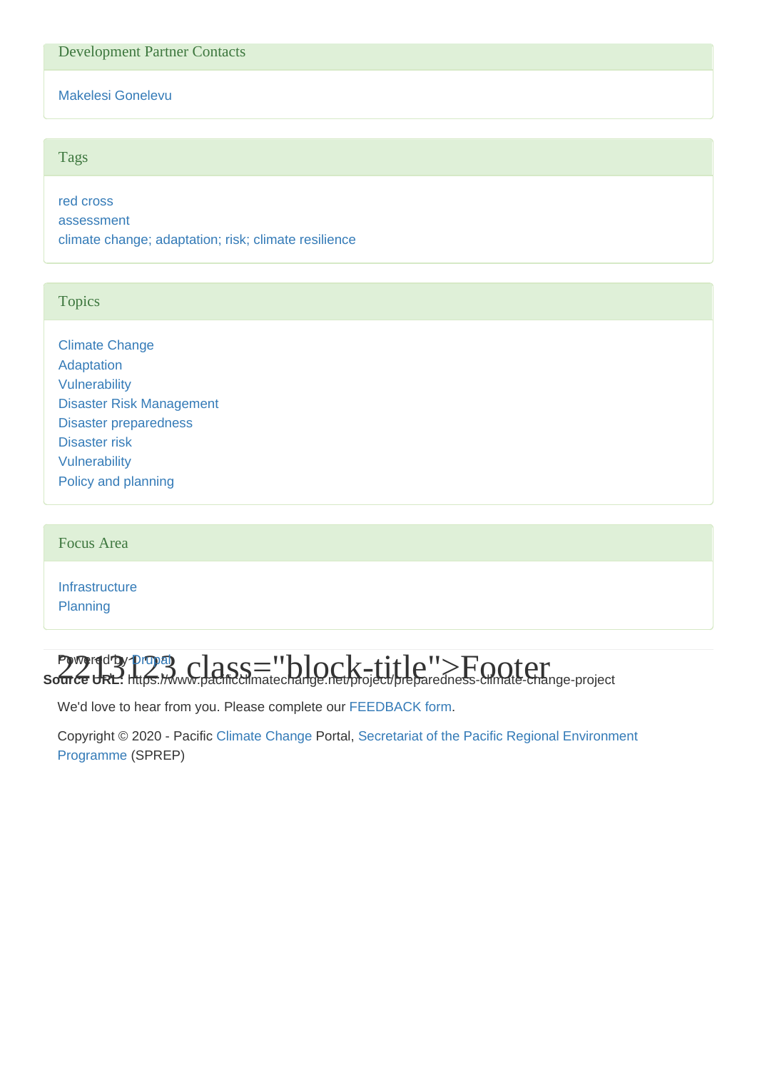### Development Partner Contacts

Makelesi Gonelevu

### Tags

red cross
assessment
climate change; adaptation; risk; climate resilience

### Topics

Climate Change
Adaptation
Vulnerability
Disaster Risk Management
Disaster preparedness
Disaster risk
Vulnerability
Policy and planning

### Focus Area

Infrastructure
Planning

Powered by Drupal

2213123 class="block-title">Footer

**Source URL:** https://www.pacificclimatechange.net/project/preparedness-climate-change-project

We'd love to hear from you. Please complete our FEEDBACK form.

Copyright © 2020 - Pacific Climate Change Portal, Secretariat of the Pacific Regional Environment Programme (SPREP)